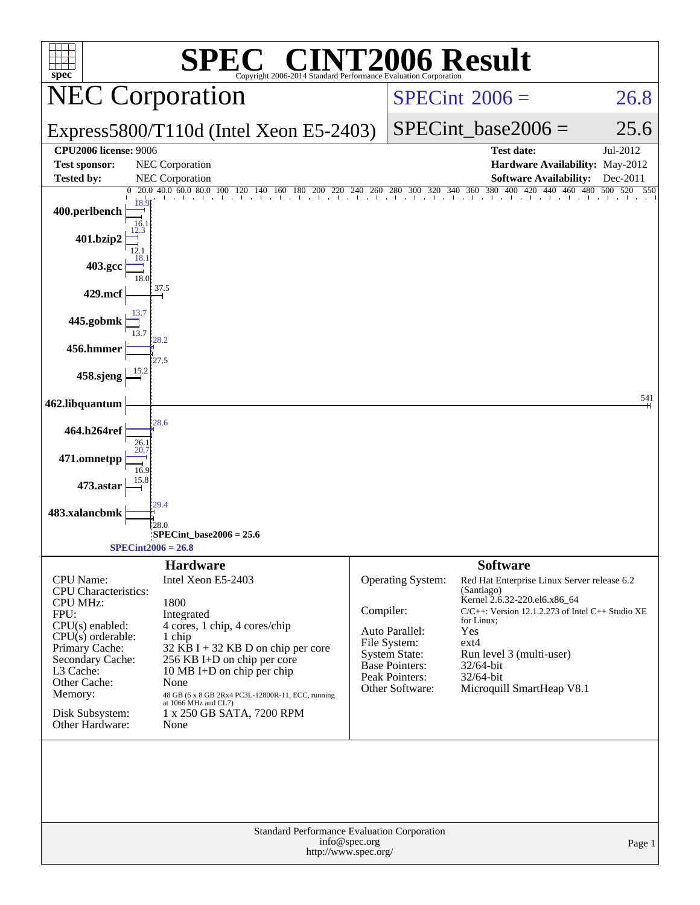# SPEC CINT2006 Result

Copyright 2006-2014 Standard Performance Evaluation Corporation

## NEC Corporation

**Express5800/T110d (Intel Xeon E5-2403)**

SPECint 2006 = 26.8

SPECint_base2006 = 25.6

| | | | |
|---|---|---|---|
| **CPU2006 license:** 9006 | | **Test date:** | Jul-2012 |
| **Test sponsor:** | NEC Corporation | **Hardware Availability:** | May-2012 |
| **Tested by:** | NEC Corporation | **Software Availability:** | Dec-2011 |

| Benchmark | Peak | Base |
|---|---|---|
| 400.perlbench | 18.9 | 16.1 |
| 401.bzip2 | 12.3 | 12.1 |
| 403.gcc | 18.1 | 18.0 |
| 429.mcf | 37.5 | |
| 445.gobmk | 13.7 | 13.7 |
| 456.hmmer | 28.2 | 27.5 |
| 458.sjeng | 15.2 | |
| 462.libquantum | 541 | |
| 464.h264ref | 28.6 | 26.1 |
| 471.omnetpp | 20.7 | 16.9 |
| 473.astar | 15.8 | |
| 483.xalancbmk | 29.4 | 28.0 |

SPECint_base2006 = 25.6

SPECint2006 = 26.8

### Hardware

| | |
|---|---|
| CPU Name: | Intel Xeon E5-2403 |
| CPU Characteristics: | |
| CPU MHz: | 1800 |
| FPU: | Integrated |
| CPU(s) enabled: | 4 cores, 1 chip, 4 cores/chip |
| CPU(s) orderable: | 1 chip |
| Primary Cache: | 32 KB I + 32 KB D on chip per core |
| Secondary Cache: | 256 KB I+D on chip per core |
| L3 Cache: | 10 MB I+D on chip per chip |
| Other Cache: | None |
| Memory: | 48 GB (6 x 8 GB 2Rx4 PC3L-12800R-11, ECC, running at 1066 MHz and CL7) |
| Disk Subsystem: | 1 x 250 GB SATA, 7200 RPM |
| Other Hardware: | None |

### Software

| | |
|---|---|
| Operating System: | Red Hat Enterprise Linux Server release 6.2 (Santiago) Kernel 2.6.32-220.el6.x86_64 |
| Compiler: | C/C++: Version 12.1.2.273 of Intel C++ Studio XE for Linux; |
| Auto Parallel: | Yes |
| File System: | ext4 |
| System State: | Run level 3 (multi-user) |
| Base Pointers: | 32/64-bit |
| Peak Pointers: | 32/64-bit |
| Other Software: | Microquill SmartHeap V8.1 |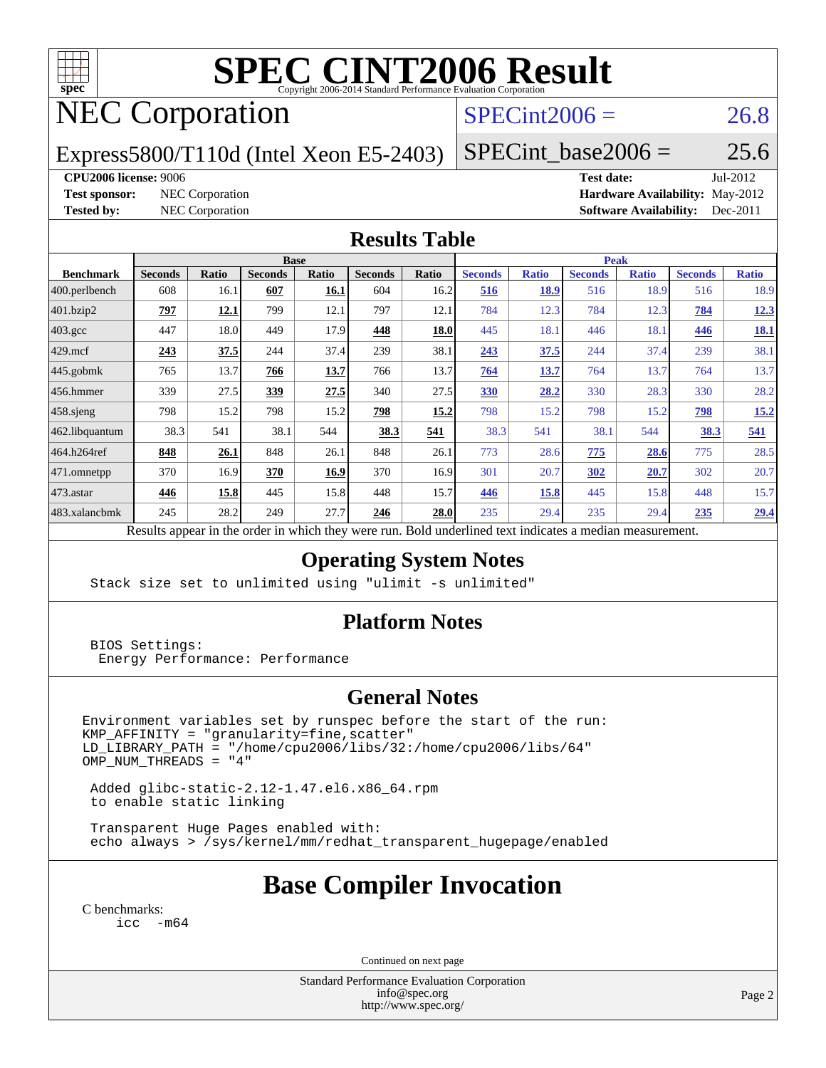# SPEC CINT2006 Result

Copyright 2006-2014 Standard Performance Evaluation Corporation

# NEC Corporation

Express5800/T110d (Intel Xeon E5-2403)

SPECint2006 = 26.8

SPECint_base2006 = 25.6

**CPU2006 license:** 9006

**Test sponsor:** NEC Corporation

**Tested by:** NEC Corporation

**Test date:** Jul-2012

**Hardware Availability:** May-2012

**Software Availability:** Dec-2011

## Results Table

| Benchmark | Base | | | | | | Peak | | | | | |
|---|---|---|---|---|---|---|---|---|---|---|---|---|
| | Seconds | Ratio | Seconds | Ratio | Seconds | Ratio | Seconds | Ratio | Seconds | Ratio | Seconds | Ratio |
| 400.perlbench | 608 | 16.1 | **607** | **16.1** | 604 | 16.2 | **516** | **18.9** | 516 | 18.9 | 516 | 18.9 |
| 401.bzip2 | **797** | **12.1** | 799 | 12.1 | 797 | 12.1 | 784 | 12.3 | 784 | 12.3 | **784** | **12.3** |
| 403.gcc | 447 | 18.0 | 449 | 17.9 | **448** | **18.0** | 445 | 18.1 | 446 | 18.1 | **446** | **18.1** |
| 429.mcf | **243** | **37.5** | 244 | 37.4 | 239 | 38.1 | **243** | **37.5** | 244 | 37.4 | 239 | 38.1 |
| 445.gobmk | 765 | 13.7 | **766** | **13.7** | 766 | 13.7 | **764** | **13.7** | 764 | 13.7 | 764 | 13.7 |
| 456.hmmer | 339 | 27.5 | **339** | **27.5** | 340 | 27.5 | **330** | **28.2** | 330 | 28.3 | 330 | 28.2 |
| 458.sjeng | 798 | 15.2 | 798 | 15.2 | **798** | **15.2** | 798 | 15.2 | 798 | 15.2 | **798** | **15.2** |
| 462.libquantum | 38.3 | 541 | 38.1 | 544 | **38.3** | **541** | 38.3 | 541 | 38.1 | 544 | **38.3** | **541** |
| 464.h264ref | **848** | **26.1** | 848 | 26.1 | 848 | 26.1 | 773 | 28.6 | **775** | **28.6** | 775 | 28.5 |
| 471.omnetpp | 370 | 16.9 | **370** | **16.9** | 370 | 16.9 | 301 | 20.7 | **302** | **20.7** | 302 | 20.7 |
| 473.astar | **446** | **15.8** | 445 | 15.8 | 448 | 15.7 | **446** | **15.8** | 445 | 15.8 | 448 | 15.7 |
| 483.xalancbmk | 245 | 28.2 | 249 | 27.7 | **246** | **28.0** | 235 | 29.4 | 235 | 29.4 | **235** | **29.4** |

Results appear in the order in which they were run. Bold underlined text indicates a median measurement.

## Operating System Notes

```
Stack size set to unlimited using "ulimit -s unlimited"
```

## Platform Notes

```
BIOS Settings:
 Energy Performance: Performance
```

## General Notes

```
Environment variables set by runspec before the start of the run:
KMP_AFFINITY = "granularity=fine,scatter"
LD_LIBRARY_PATH = "/home/cpu2006/libs/32:/home/cpu2006/libs/64"
OMP_NUM_THREADS = "4"

 Added glibc-static-2.12-1.47.el6.x86_64.rpm
 to enable static linking

 Transparent Huge Pages enabled with:
 echo always > /sys/kernel/mm/redhat_transparent_hugepage/enabled
```

# Base Compiler Invocation

C benchmarks:

```
icc  -m64
```

Continued on next page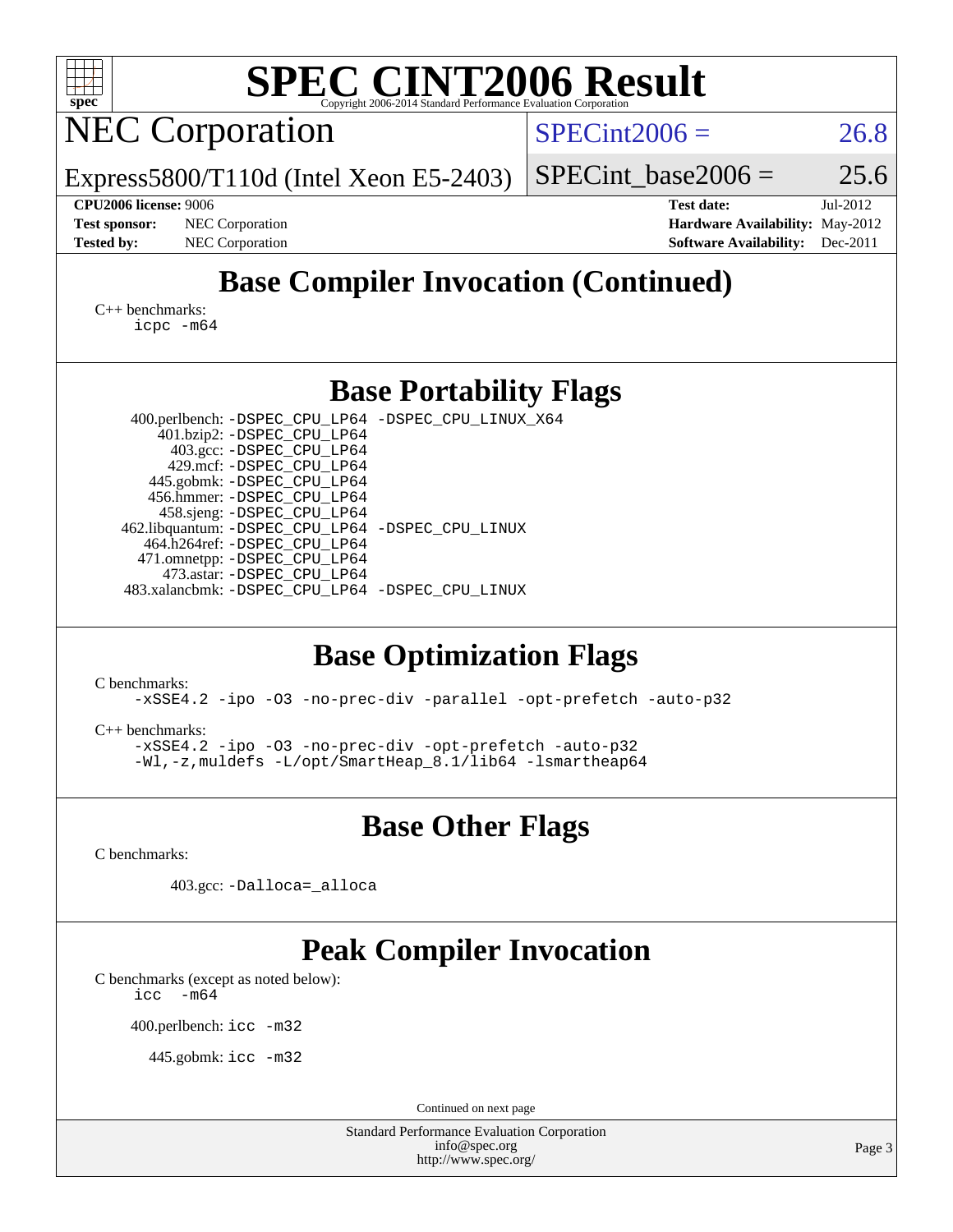# SPEC CINT2006 Result

## NEC Corporation

Express5800/T110d (Intel Xeon E5-2403)

SPECint2006 = 26.8

SPECint_base2006 = 25.6

**CPU2006 license:** 9006
**Test sponsor:** NEC Corporation
**Tested by:** NEC Corporation

**Test date:** Jul-2012
**Hardware Availability:** May-2012
**Software Availability:** Dec-2011

## Base Compiler Invocation (Continued)

C++ benchmarks:
    icpc -m64

## Base Portability Flags

400.perlbench: -DSPEC_CPU_LP64 -DSPEC_CPU_LINUX_X64
401.bzip2: -DSPEC_CPU_LP64
403.gcc: -DSPEC_CPU_LP64
429.mcf: -DSPEC_CPU_LP64
445.gobmk: -DSPEC_CPU_LP64
456.hmmer: -DSPEC_CPU_LP64
458.sjeng: -DSPEC_CPU_LP64
462.libquantum: -DSPEC_CPU_LP64 -DSPEC_CPU_LINUX
464.h264ref: -DSPEC_CPU_LP64
471.omnetpp: -DSPEC_CPU_LP64
473.astar: -DSPEC_CPU_LP64
483.xalancbmk: -DSPEC_CPU_LP64 -DSPEC_CPU_LINUX

## Base Optimization Flags

C benchmarks:
    -xSSE4.2 -ipo -O3 -no-prec-div -parallel -opt-prefetch -auto-p32

C++ benchmarks:
    -xSSE4.2 -ipo -O3 -no-prec-div -opt-prefetch -auto-p32
    -Wl,-z,muldefs -L/opt/SmartHeap_8.1/lib64 -lsmartheap64

## Base Other Flags

C benchmarks:

403.gcc: -Dalloca=_alloca

## Peak Compiler Invocation

C benchmarks (except as noted below):
    icc -m64

400.perlbench: icc -m32

445.gobmk: icc -m32

Continued on next page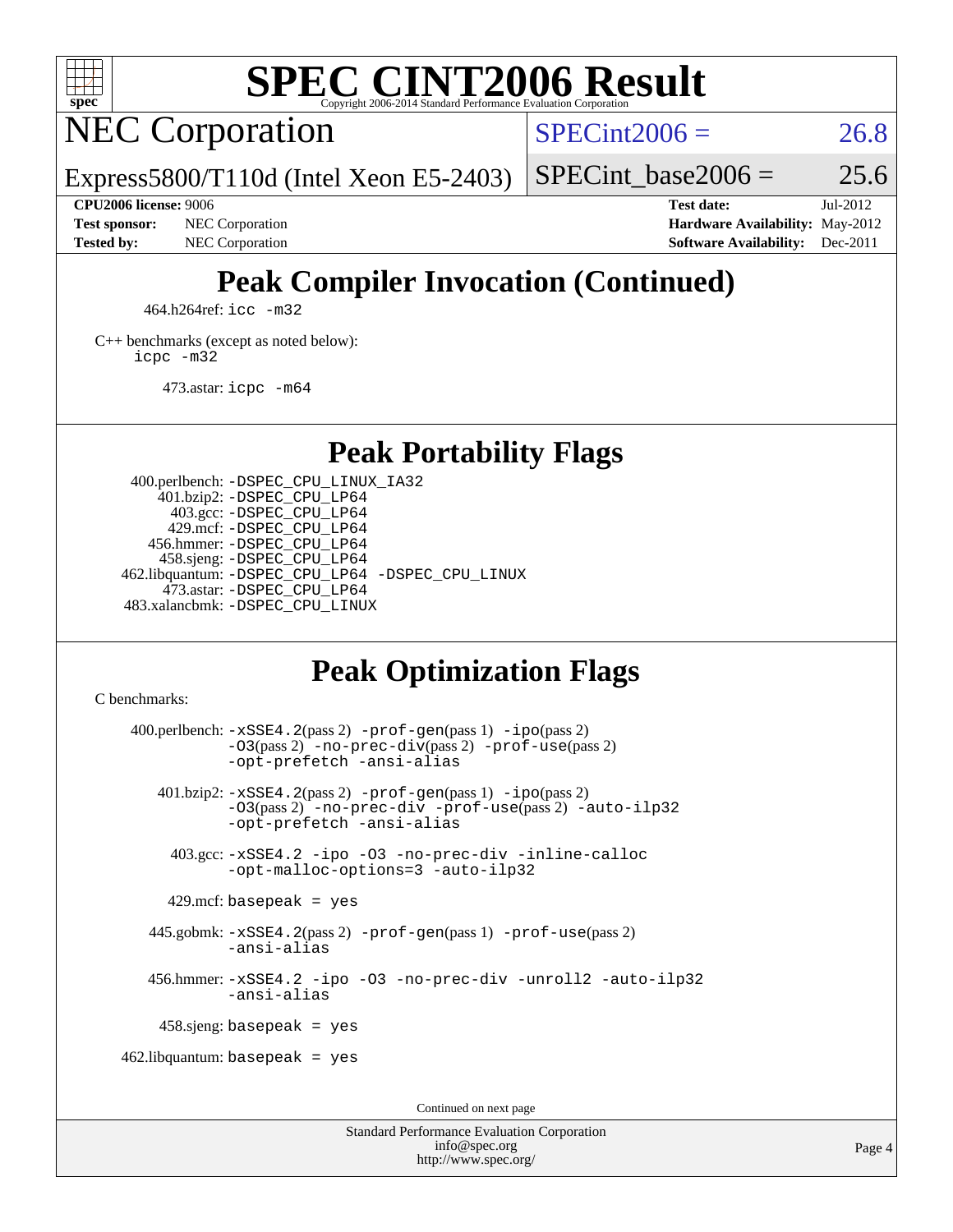# Peak Compiler Invocation (Continued)

464.h264ref: `icc -m32`

C++ benchmarks (except as noted below):
`icpc -m32`

473.astar: `icpc -m64`

# Peak Portability Flags

400.perlbench: `-DSPEC_CPU_LINUX_IA32`
401.bzip2: `-DSPEC_CPU_LP64`
403.gcc: `-DSPEC_CPU_LP64`
429.mcf: `-DSPEC_CPU_LP64`
456.hmmer: `-DSPEC_CPU_LP64`
458.sjeng: `-DSPEC_CPU_LP64`
462.libquantum: `-DSPEC_CPU_LP64 -DSPEC_CPU_LINUX`
473.astar: `-DSPEC_CPU_LP64`
483.xalancbmk: `-DSPEC_CPU_LINUX`

# Peak Optimization Flags

C benchmarks:

400.perlbench: `-xSSE4.2`(pass 2) `-prof-gen`(pass 1) `-ipo`(pass 2) `-O3`(pass 2) `-no-prec-div`(pass 2) `-prof-use`(pass 2) `-opt-prefetch -ansi-alias`

401.bzip2: `-xSSE4.2`(pass 2) `-prof-gen`(pass 1) `-ipo`(pass 2) `-O3`(pass 2) `-no-prec-div -prof-use`(pass 2) `-auto-ilp32 -opt-prefetch -ansi-alias`

403.gcc: `-xSSE4.2 -ipo -O3 -no-prec-div -inline-calloc -opt-malloc-options=3 -auto-ilp32`

429.mcf: `basepeak = yes`

445.gobmk: `-xSSE4.2`(pass 2) `-prof-gen`(pass 1) `-prof-use`(pass 2) `-ansi-alias`

456.hmmer: `-xSSE4.2 -ipo -O3 -no-prec-div -unroll2 -auto-ilp32 -ansi-alias`

458.sjeng: `basepeak = yes`

462.libquantum: `basepeak = yes`

Continued on next page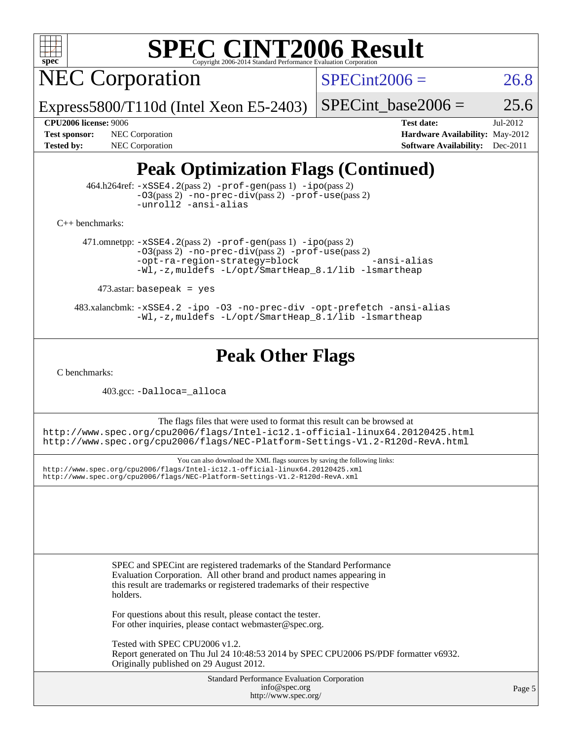## Peak Optimization Flags (Continued)

464.h264ref: -xSSE4.2(pass 2) -prof-gen(pass 1) -ipo(pass 2) -O3(pass 2) -no-prec-div(pass 2) -prof-use(pass 2) -unroll2 -ansi-alias

C++ benchmarks:

471.omnetpp: -xSSE4.2(pass 2) -prof-gen(pass 1) -ipo(pass 2) -O3(pass 2) -no-prec-div(pass 2) -prof-use(pass 2) -opt-ra-region-strategy=block -ansi-alias -Wl,-z,muldefs -L/opt/SmartHeap_8.1/lib -lsmartheap

473.astar: basepeak = yes

483.xalancbmk: -xSSE4.2 -ipo -O3 -no-prec-div -opt-prefetch -ansi-alias -Wl,-z,muldefs -L/opt/SmartHeap_8.1/lib -lsmartheap

## Peak Other Flags

C benchmarks:

403.gcc: -Dalloca=_alloca

The flags files that were used to format this result can be browsed at
http://www.spec.org/cpu2006/flags/Intel-ic12.1-official-linux64.20120425.html
http://www.spec.org/cpu2006/flags/NEC-Platform-Settings-V1.2-R120d-RevA.html

You can also download the XML flags sources by saving the following links:
http://www.spec.org/cpu2006/flags/Intel-ic12.1-official-linux64.20120425.xml
http://www.spec.org/cpu2006/flags/NEC-Platform-Settings-V1.2-R120d-RevA.xml

SPEC and SPECint are registered trademarks of the Standard Performance Evaluation Corporation. All other brand and product names appearing in this result are trademarks or registered trademarks of their respective holders.

For questions about this result, please contact the tester.
For other inquiries, please contact webmaster@spec.org.

Tested with SPEC CPU2006 v1.2.
Report generated on Thu Jul 24 10:48:53 2014 by SPEC CPU2006 PS/PDF formatter v6932.
Originally published on 29 August 2012.